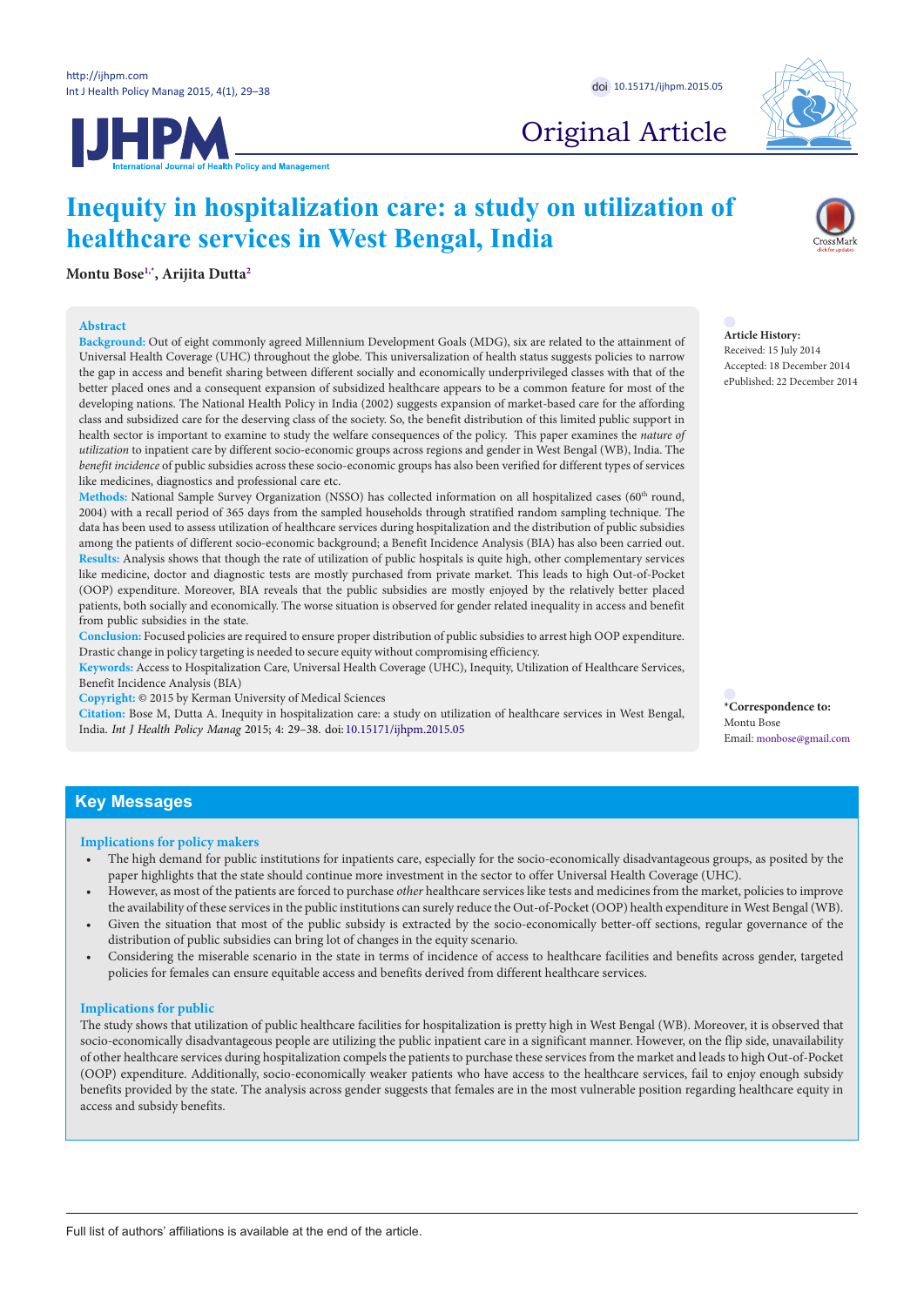Original Article

# Inequity in hospitalization care: a study on utilization of healthcare services in West Bengal, India

**Montu Bose[1,*], Arijita Dutta[2]**

## Abstract

**Background:** Out of eight commonly agreed Millennium Development Goals (MDG), six are related to the attainment of Universal Health Coverage (UHC) throughout the globe. This universalization of health status suggests policies to narrow the gap in access and benefit sharing between different socially and economically underprivileged classes with that of the better placed ones and a consequent expansion of subsidized healthcare appears to be a common feature for most of the developing nations. The National Health Policy in India (2002) suggests expansion of market-based care for the affording class and subsidized care for the deserving class of the society. So, the benefit distribution of this limited public support in health sector is important to examine to study the welfare consequences of the policy. This paper examines the *nature of utilization* to inpatient care by different socio-economic groups across regions and gender in West Bengal (WB), India. The *benefit incidence* of public subsidies across these socio-economic groups has also been verified for different types of services like medicines, diagnostics and professional care etc.

**Methods:** National Sample Survey Organization (NSSO) has collected information on all hospitalized cases (60th round, 2004) with a recall period of 365 days from the sampled households through stratified random sampling technique. The data has been used to assess utilization of healthcare services during hospitalization and the distribution of public subsidies among the patients of different socio-economic background; a Benefit Incidence Analysis (BIA) has also been carried out.

**Results:** Analysis shows that though the rate of utilization of public hospitals is quite high, other complementary services like medicine, doctor and diagnostic tests are mostly purchased from private market. This leads to high Out-of-Pocket (OOP) expenditure. Moreover, BIA reveals that the public subsidies are mostly enjoyed by the relatively better placed patients, both socially and economically. The worse situation is observed for gender related inequality in access and benefit from public subsidies in the state.

**Conclusion:** Focused policies are required to ensure proper distribution of public subsidies to arrest high OOP expenditure. Drastic change in policy targeting is needed to secure equity without compromising efficiency.

**Keywords:** Access to Hospitalization Care, Universal Health Coverage (UHC), Inequity, Utilization of Healthcare Services, Benefit Incidence Analysis (BIA)

**Copyright:** © 2015 by Kerman University of Medical Sciences

**Citation:** Bose M, Dutta A. Inequity in hospitalization care: a study on utilization of healthcare services in West Bengal, India. *Int J Health Policy Manag* 2015; 4: 29–38. doi:10.15171/ijhpm.2015.05

**Article History:**
Received: 15 July 2014
Accepted: 18 December 2014
ePublished: 22 December 2014

***Correspondence to:**
Montu Bose
Email: monbose@gmail.com

## Key Messages

### Implications for policy makers

- The high demand for public institutions for inpatients care, especially for the socio-economically disadvantageous groups, as posited by the paper highlights that the state should continue more investment in the sector to offer Universal Health Coverage (UHC).
- However, as most of the patients are forced to purchase *other* healthcare services like tests and medicines from the market, policies to improve the availability of these services in the public institutions can surely reduce the Out-of-Pocket (OOP) health expenditure in West Bengal (WB).
- Given the situation that most of the public subsidy is extracted by the socio-economically better-off sections, regular governance of the distribution of public subsidies can bring lot of changes in the equity scenario.
- Considering the miserable scenario in the state in terms of incidence of access to healthcare facilities and benefits across gender, targeted policies for females can ensure equitable access and benefits derived from different healthcare services.

### Implications for public

The study shows that utilization of public healthcare facilities for hospitalization is pretty high in West Bengal (WB). Moreover, it is observed that socio-economically disadvantageous people are utilizing the public inpatient care in a significant manner. However, on the flip side, unavailability of other healthcare services during hospitalization compels the patients to purchase these services from the market and leads to high Out-of-Pocket (OOP) expenditure. Additionally, socio-economically weaker patients who have access to the healthcare services, fail to enjoy enough subsidy benefits provided by the state. The analysis across gender suggests that females are in the most vulnerable position regarding healthcare equity in access and subsidy benefits.

Full list of authors' affiliations is available at the end of the article.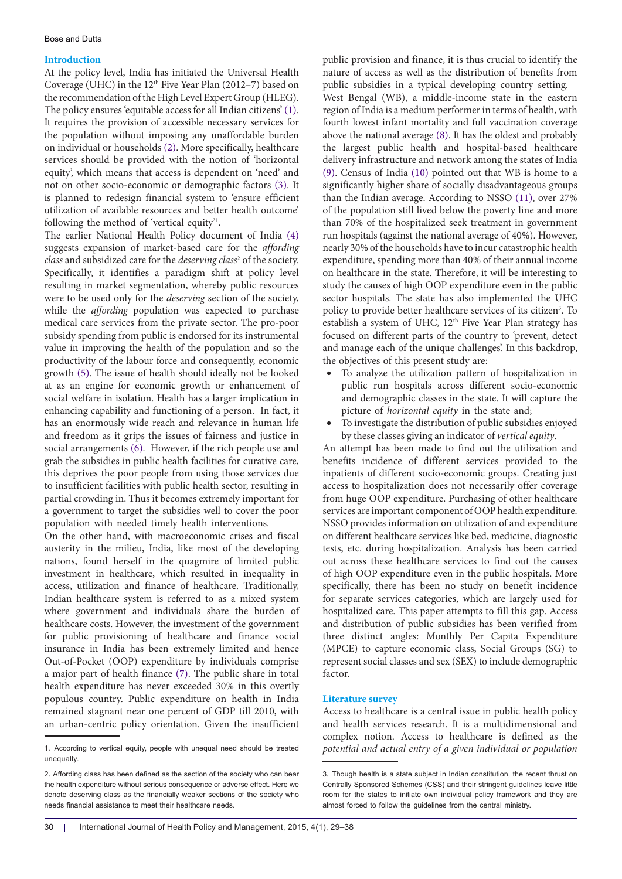## Introduction

At the policy level, India has initiated the Universal Health Coverage (UHC) in the 12th Five Year Plan (2012–7) based on the recommendation of the High Level Expert Group (HLEG). The policy ensures 'equitable access for all Indian citizens' (1). It requires the provision of accessible necessary services for the population without imposing any unaffordable burden on individual or households (2). More specifically, healthcare services should be provided with the notion of 'horizontal equity', which means that access is dependent on 'need' and not on other socio-economic or demographic factors (3). It is planned to redesign financial system to 'ensure efficient utilization of available resources and better health outcome' following the method of 'vertical equity'[1].

The earlier National Health Policy document of India (4) suggests expansion of market-based care for the *affording class* and subsidized care for the *deserving class*[2] of the society. Specifically, it identifies a paradigm shift at policy level resulting in market segmentation, whereby public resources were to be used only for the *deserving* section of the society, while the *affording* population was expected to purchase medical care services from the private sector. The pro-poor subsidy spending from public is endorsed for its instrumental value in improving the health of the population and so the productivity of the labour force and consequently, economic growth (5). The issue of health should ideally not be looked at as an engine for economic growth or enhancement of social welfare in isolation. Health has a larger implication in enhancing capability and functioning of a person. In fact, it has an enormously wide reach and relevance in human life and freedom as it grips the issues of fairness and justice in social arrangements (6). However, if the rich people use and grab the subsidies in public health facilities for curative care, this deprives the poor people from using those services due to insufficient facilities with public health sector, resulting in partial crowding in. Thus it becomes extremely important for a government to target the subsidies well to cover the poor population with needed timely health interventions.

On the other hand, with macroeconomic crises and fiscal austerity in the milieu, India, like most of the developing nations, found herself in the quagmire of limited public investment in healthcare, which resulted in inequality in access, utilization and finance of healthcare. Traditionally, Indian healthcare system is referred to as a mixed system where government and individuals share the burden of healthcare costs. However, the investment of the government for public provisioning of healthcare and finance social insurance in India has been extremely limited and hence Out-of-Pocket (OOP) expenditure by individuals comprise a major part of health finance (7). The public share in total health expenditure has never exceeded 30% in this overtly populous country. Public expenditure on health in India remained stagnant near one percent of GDP till 2010, with an urban-centric policy orientation. Given the insufficient public provision and finance, it is thus crucial to identify the nature of access as well as the distribution of benefits from public subsidies in a typical developing country setting.

West Bengal (WB), a middle-income state in the eastern region of India is a medium performer in terms of health, with fourth lowest infant mortality and full vaccination coverage above the national average (8). It has the oldest and probably the largest public health and hospital-based healthcare delivery infrastructure and network among the states of India (9). Census of India (10) pointed out that WB is home to a significantly higher share of socially disadvantageous groups than the Indian average. According to NSSO (11), over 27% of the population still lived below the poverty line and more than 70% of the hospitalized seek treatment in government run hospitals (against the national average of 40%). However, nearly 30% of the households have to incur catastrophic health expenditure, spending more than 40% of their annual income on healthcare in the state. Therefore, it will be interesting to study the causes of high OOP expenditure even in the public sector hospitals. The state has also implemented the UHC policy to provide better healthcare services of its citizen[3]. To establish a system of UHC, 12th Five Year Plan strategy has focused on different parts of the country to 'prevent, detect and manage each of the unique challenges'. In this backdrop, the objectives of this present study are:

- To analyze the utilization pattern of hospitalization in public run hospitals across different socio-economic and demographic classes in the state. It will capture the picture of *horizontal equity* in the state and;
- To investigate the distribution of public subsidies enjoyed by these classes giving an indicator of *vertical equity*.

An attempt has been made to find out the utilization and benefits incidence of different services provided to the inpatients of different socio-economic groups. Creating just access to hospitalization does not necessarily offer coverage from huge OOP expenditure. Purchasing of other healthcare services are important component of OOP health expenditure. NSSO provides information on utilization of and expenditure on different healthcare services like bed, medicine, diagnostic tests, etc. during hospitalization. Analysis has been carried out across these healthcare services to find out the causes of high OOP expenditure even in the public hospitals. More specifically, there has been no study on benefit incidence for separate services categories, which are largely used for hospitalized care. This paper attempts to fill this gap. Access and distribution of public subsidies has been verified from three distinct angles: Monthly Per Capita Expenditure (MPCE) to capture economic class, Social Groups (SG) to represent social classes and sex (SEX) to include demographic factor.

## Literature survey

Access to healthcare is a central issue in public health policy and health services research. It is a multidimensional and complex notion. Access to healthcare is defined as the *potential and actual entry of a given individual or population*

---

1. According to vertical equity, people with unequal need should be treated unequally.

2. Affording class has been defined as the section of the society who can bear the health expenditure without serious consequence or adverse effect. Here we denote deserving class as the financially weaker sections of the society who needs financial assistance to meet their healthcare needs.

3. Though health is a state subject in Indian constitution, the recent thrust on Centrally Sponsored Schemes (CSS) and their stringent guidelines leave little room for the states to initiate own individual policy framework and they are almost forced to follow the guidelines from the central ministry.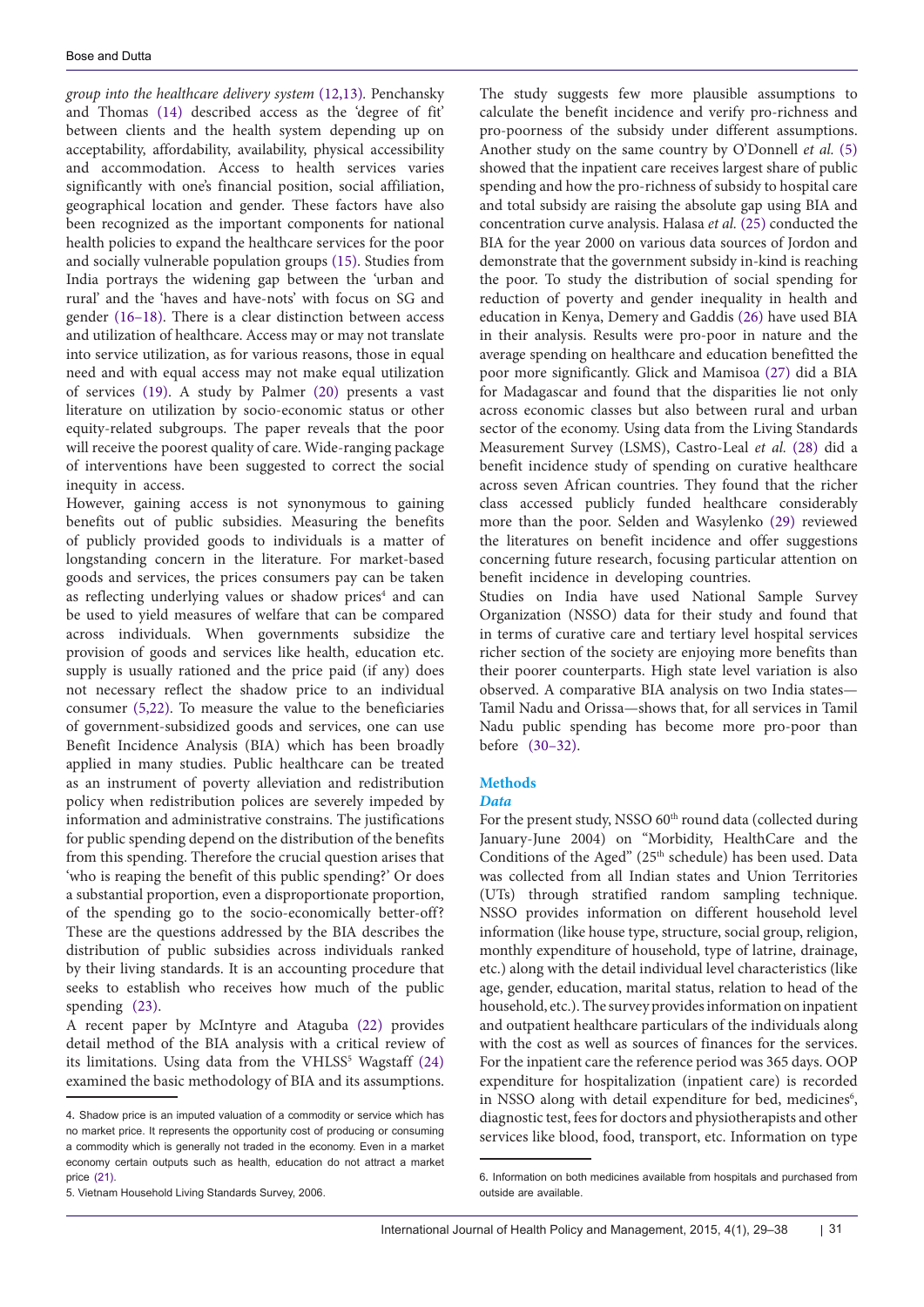*group into the healthcare delivery system* (12,13). Penchansky and Thomas (14) described access as the 'degree of fit' between clients and the health system depending up on acceptability, affordability, availability, physical accessibility and accommodation. Access to health services varies significantly with one's financial position, social affiliation, geographical location and gender. These factors have also been recognized as the important components for national health policies to expand the healthcare services for the poor and socially vulnerable population groups (15). Studies from India portrays the widening gap between the 'urban and rural' and the 'haves and have-nots' with focus on SG and gender (16–18). There is a clear distinction between access and utilization of healthcare. Access may or may not translate into service utilization, as for various reasons, those in equal need and with equal access may not make equal utilization of services (19). A study by Palmer (20) presents a vast literature on utilization by socio-economic status or other equity-related subgroups. The paper reveals that the poor will receive the poorest quality of care. Wide-ranging package of interventions have been suggested to correct the social inequity in access.

However, gaining access is not synonymous to gaining benefits out of public subsidies. Measuring the benefits of publicly provided goods to individuals is a matter of longstanding concern in the literature. For market-based goods and services, the prices consumers pay can be taken as reflecting underlying values or shadow prices[4] and can be used to yield measures of welfare that can be compared across individuals. When governments subsidize the provision of goods and services like health, education etc. supply is usually rationed and the price paid (if any) does not necessary reflect the shadow price to an individual consumer (5,22). To measure the value to the beneficiaries of government-subsidized goods and services, one can use Benefit Incidence Analysis (BIA) which has been broadly applied in many studies. Public healthcare can be treated as an instrument of poverty alleviation and redistribution policy when redistribution polices are severely impeded by information and administrative constrains. The justifications for public spending depend on the distribution of the benefits from this spending. Therefore the crucial question arises that 'who is reaping the benefit of this public spending?' Or does a substantial proportion, even a disproportionate proportion, of the spending go to the socio-economically better-off? These are the questions addressed by the BIA describes the distribution of public subsidies across individuals ranked by their living standards. It is an accounting procedure that seeks to establish who receives how much of the public spending (23).

A recent paper by McIntyre and Ataguba (22) provides detail method of the BIA analysis with a critical review of its limitations. Using data from the VHLSS[5] Wagstaff (24) examined the basic methodology of BIA and its assumptions. The study suggests few more plausible assumptions to calculate the benefit incidence and verify pro-richness and pro-poorness of the subsidy under different assumptions. Another study on the same country by O'Donnell *et al.* (5) showed that the inpatient care receives largest share of public spending and how the pro-richness of subsidy to hospital care and total subsidy are raising the absolute gap using BIA and concentration curve analysis. Halasa *et al.* (25) conducted the BIA for the year 2000 on various data sources of Jordon and demonstrate that the government subsidy in-kind is reaching the poor. To study the distribution of social spending for reduction of poverty and gender inequality in health and education in Kenya, Demery and Gaddis (26) have used BIA in their analysis. Results were pro-poor in nature and the average spending on healthcare and education benefitted the poor more significantly. Glick and Mamisoa (27) did a BIA for Madagascar and found that the disparities lie not only across economic classes but also between rural and urban sector of the economy. Using data from the Living Standards Measurement Survey (LSMS), Castro-Leal *et al.* (28) did a benefit incidence study of spending on curative healthcare across seven African countries. They found that the richer class accessed publicly funded healthcare considerably more than the poor. Selden and Wasylenko (29) reviewed the literatures on benefit incidence and offer suggestions concerning future research, focusing particular attention on benefit incidence in developing countries.

Studies on India have used National Sample Survey Organization (NSSO) data for their study and found that in terms of curative care and tertiary level hospital services richer section of the society are enjoying more benefits than their poorer counterparts. High state level variation is also observed. A comparative BIA analysis on two India states—Tamil Nadu and Orissa—shows that, for all services in Tamil Nadu public spending has become more pro-poor than before (30–32).

## Methods

### *Data*

For the present study, NSSO 60th round data (collected during January-June 2004) on "Morbidity, HealthCare and the Conditions of the Aged" (25th schedule) has been used. Data was collected from all Indian states and Union Territories (UTs) through stratified random sampling technique. NSSO provides information on different household level information (like house type, structure, social group, religion, monthly expenditure of household, type of latrine, drainage, etc.) along with the detail individual level characteristics (like age, gender, education, marital status, relation to head of the household, etc.). The survey provides information on inpatient and outpatient healthcare particulars of the individuals along with the cost as well as sources of finances for the services. For the inpatient care the reference period was 365 days. OOP expenditure for hospitalization (inpatient care) is recorded in NSSO along with detail expenditure for bed, medicines[6], diagnostic test, fees for doctors and physiotherapists and other services like blood, food, transport, etc. Information on type

4. Shadow price is an imputed valuation of a commodity or service which has no market price. It represents the opportunity cost of producing or consuming a commodity which is generally not traded in the economy. Even in a market economy certain outputs such as health, education do not attract a market price (21).

5. Vietnam Household Living Standards Survey, 2006.

6. Information on both medicines available from hospitals and purchased from outside are available.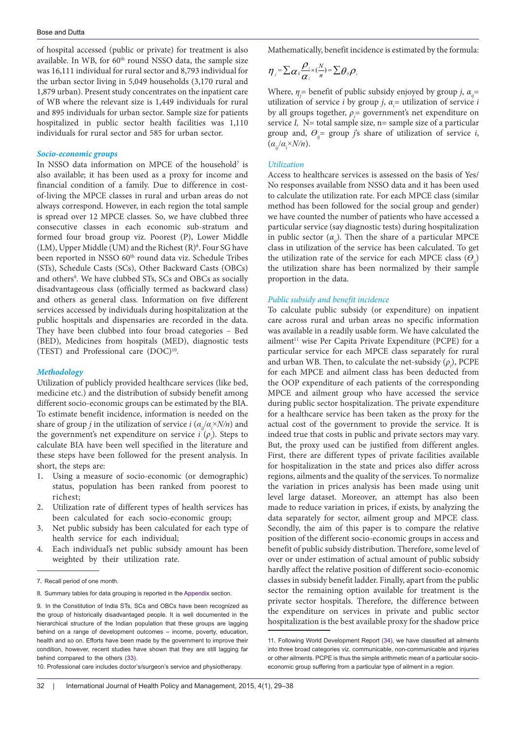of hospital accessed (public or private) for treatment is also available. In WB, for 60[th] round NSSO data, the sample size was 16,111 individual for rural sector and 8,793 individual for the urban sector living in 5,049 households (3,170 rural and 1,879 urban). Present study concentrates on the inpatient care of WB where the relevant size is 1,449 individuals for rural and 895 individuals for urban sector. Sample size for patients hospitalized in public sector health facilities was 1,110 individuals for rural sector and 585 for urban sector.

### *Socio-economic groups*

In NSSO data information on MPCE of the household[7] is also available; it has been used as a proxy for income and financial condition of a family. Due to difference in cost-of-living the MPCE classes in rural and urban areas do not always correspond. However, in each region the total sample is spread over 12 MPCE classes. So, we have clubbed three consecutive classes in each economic sub-stratum and formed four broad group viz. Poorest (P), Lower Middle (LM), Upper Middle (UM) and the Richest (R)[8]. Four SG have been reported in NSSO 60[th] round data viz. Schedule Tribes (STs), Schedule Casts (SCs), Other Backward Casts (OBCs) and others[9]. We have clubbed STs, SCs and OBCs as socially disadvantageous class (officially termed as backward class) and others as general class. Information on five different services accessed by individuals during hospitalization at the public hospitals and dispensaries are recorded in the data. They have been clubbed into four broad categories – Bed (BED), Medicines from hospitals (MED), diagnostic tests (TEST) and Professional care (DOC)[10].

### *Methodology*

Utilization of publicly provided healthcare services (like bed, medicine etc.) and the distribution of subsidy benefit among different socio-economic groups can be estimated by the BIA. To estimate benefit incidence, information is needed on the share of group $j$ in the utilization of service $i$ ($\alpha_{ij}/\alpha_i \times N/n$) and the government's net expenditure on service $i$ ($\rho_i$). Steps to calculate BIA have been well specified in the literature and these steps have been followed for the present analysis. In short, the steps are:

1. Using a measure of socio-economic (or demographic) status, population has been ranked from poorest to richest;
2. Utilization rate of different types of health services has been calculated for each socio-economic group;
3. Net public subsidy has been calculated for each type of health service for each individual;
4. Each individual's net public subsidy amount has been weighted by their utilization rate.

Mathematically, benefit incidence is estimated by the formula:

$$\eta_j = \sum \alpha_{ij} \frac{\rho_i}{\alpha_i} \times \left(\frac{N}{n}\right) = \sum \theta_{ij} \rho_i$$

Where, $\eta_j$= benefit of public subsidy enjoyed by group $j$, $\alpha_{ij}$= utilization of service $i$ by group $j$, $\alpha_i$= utilization of service $i$ by all groups together, $\rho_i$= government's net expenditure on service $I$, N= total sample size, n= sample size of a particular group and, $\Theta_{ij}$= group $j$'s share of utilization of service $i$, ($\alpha_{ij}/\alpha_i \times N/n$).

#### *Utilization*

Access to healthcare services is assessed on the basis of Yes/No responses available from NSSO data and it has been used to calculate the utilization rate. For each MPCE class (similar method has been followed for the social group and gender) we have counted the number of patients who have accessed a particular service (say diagnostic tests) during hospitalization in public sector ($\alpha_{ij}$). Then the share of a particular MPCE class in utilization of the service has been calculated. To get the utilization rate of the service for each MPCE class ($\Theta_{ij}$) the utilization share has been normalized by their sample proportion in the data.

#### *Public subsidy and benefit incidence*

To calculate public subsidy (or expenditure) on inpatient care across rural and urban areas no specific information was available in a readily usable form. We have calculated the ailment[11] wise Per Capita Private Expenditure (PCPE) for a particular service for each MPCE class separately for rural and urban WB. Then, to calculate the net-subsidy ($\rho_i$), PCPE for each MPCE and ailment class has been deducted from the OOP expenditure of each patients of the corresponding MPCE and ailment group who have accessed the service during public sector hospitalization. The private expenditure for a healthcare service has been taken as the proxy for the actual cost of the government to provide the service. It is indeed true that costs in public and private sectors may vary. But, the proxy used can be justified from different angles. First, there are different types of private facilities available for hospitalization in the state and prices also differ across regions, ailments and the quality of the services. To normalize the variation in prices analysis has been made using unit level large dataset. Moreover, an attempt has also been made to reduce variation in prices, if exists, by analyzing the data separately for sector, ailment group and MPCE class. Secondly, the aim of this paper is to compare the relative position of the different socio-economic groups in access and benefit of public subsidy distribution. Therefore, some level of over or under estimation of actual amount of public subsidy hardly affect the relative position of different socio-economic classes in subsidy benefit ladder. Finally, apart from the public sector the remaining option available for treatment is the private sector hospitals. Therefore, the difference between the expenditure on services in private and public sector hospitalization is the best available proxy for the shadow price

---

7. Recall period of one month.

8. Summary tables for data grouping is reported in the Appendix section.

9. In the Constitution of India STs, SCs and OBCs have been recognized as the group of historically disadvantaged people. It is well documented in the hierarchical structure of the Indian population that these groups are lagging behind on a range of development outcomes – income, poverty, education, health and so on. Efforts have been made by the government to improve their condition, however, recent studies have shown that they are still lagging far behind compared to the others (33).

10. Professional care includes doctor's/surgeon's service and physiotherapy.

11. Following World Development Report (34), we have classified all ailments into three broad categories viz. communicable, non-communicable and injuries or other ailments. PCPE is thus the simple arithmetic mean of a particular socio-economic group suffering from a particular type of ailment in a region.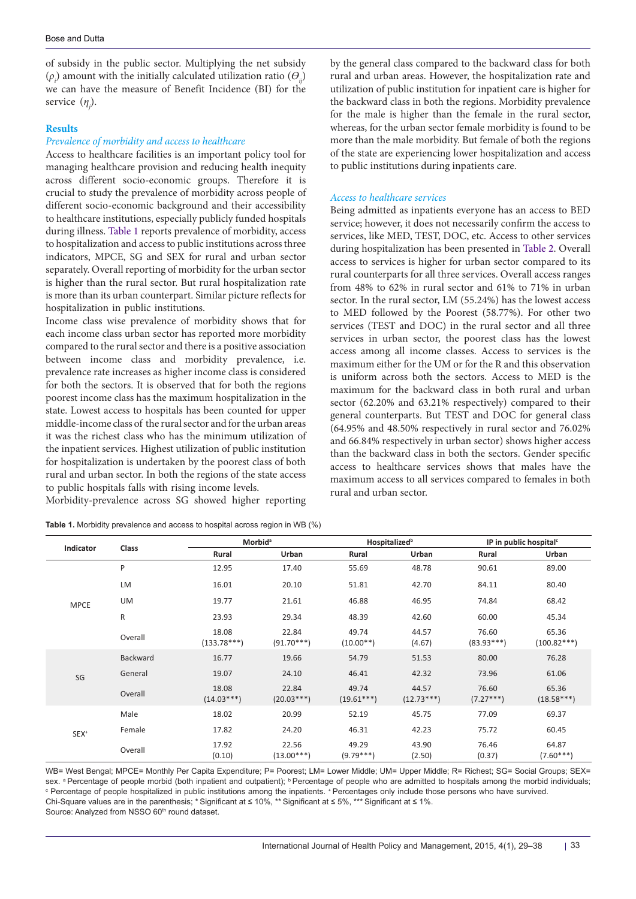of subsidy in the public sector. Multiplying the net subsidy ($\rho_i$) amount with the initially calculated utilization ratio ($\Theta_{ij}$) we can have the measure of Benefit Incidence (BI) for the service ($\eta_j$).

## Results

### *Prevalence of morbidity and access to healthcare*

Access to healthcare facilities is an important policy tool for managing healthcare provision and reducing health inequity across different socio-economic groups. Therefore it is crucial to study the prevalence of morbidity across people of different socio-economic background and their accessibility to healthcare institutions, especially publicly funded hospitals during illness. Table 1 reports prevalence of morbidity, access to hospitalization and access to public institutions across three indicators, MPCE, SG and SEX for rural and urban sectors separately. Overall reporting of morbidity for the urban sector is higher than the rural sector. But rural hospitalization rate is more than its urban counterpart. Similar picture reflects for hospitalization in public institutions.

Income class wise prevalence of morbidity shows that for each income class urban sector has reported more morbidity compared to the rural sector and there is a positive association between income class and morbidity prevalence, i.e. prevalence rate increases as higher income class is considered for both the sectors. It is observed that for both the regions poorest income class has the maximum hospitalization in the state. Lowest access to hospitals has been counted for upper middle-income class of the rural sector and for the urban areas it was the richest class who has the minimum utilization of the inpatient services. Highest utilization of public institution for hospitalization is undertaken by the poorest class of both rural and urban sector. In both the regions of the state access to public hospitals falls with rising income levels.

Morbidity-prevalence across SG showed higher reporting by the general class compared to the backward class for both rural and urban areas. However, the hospitalization rate and utilization of public institution for inpatient care is higher for the backward class in both the regions. Morbidity prevalence for the male is higher than the female in the rural sector, whereas, for the urban sector female morbidity is found to be more than the male morbidity. But female of both the regions of the state are experiencing lower hospitalization and access to public institutions during inpatients care.

### *Access to healthcare services*

Being admitted as inpatients everyone has an access to BED service; however, it does not necessarily confirm the access to services, like MED, TEST, DOC, etc. Access to other services during hospitalization has been presented in Table 2. Overall access to services is higher for urban sector compared to its rural counterparts for all three services. Overall access ranges from 48% to 62% in rural sector and 61% to 71% in urban sector. In the rural sector, LM (55.24%) has the lowest access to MED followed by the Poorest (58.77%). For other two services (TEST and DOC) in the rural sector and all three services in urban sector, the poorest class has the lowest access among all income classes. Access to services is the maximum either for the UM or for the R and this observation is uniform across both the sectors. Access to MED is the maximum for the backward class in both rural and urban sector (62.20% and 63.21% respectively) compared to their general counterparts. But TEST and DOC for general class (64.95% and 48.50% respectively in rural sector and 76.02% and 66.84% respectively in urban sector) shows higher access than the backward class in both the sectors. Gender specific access to healthcare services shows that males have the maximum access to all services compared to females in both rural and urban sector.

**Table 1.** Morbidity prevalence and access to hospital across region in WB (%)

| Indicator | Class | Morbid[a] | | Hospitalized[b] | | IP in public hospital[c] | |
|---|---|---|---|---|---|---|---|
| | | Rural | Urban | Rural | Urban | Rural | Urban |
| MPCE | P | 12.95 | 17.40 | 55.69 | 48.78 | 90.61 | 89.00 |
| | LM | 16.01 | 20.10 | 51.81 | 42.70 | 84.11 | 80.40 |
| | UM | 19.77 | 21.61 | 46.88 | 46.95 | 74.84 | 68.42 |
| | R | 23.93 | 29.34 | 48.39 | 42.60 | 60.00 | 45.34 |
| | Overall | 18.08 (133.78***) | 22.84 (91.70***) | 49.74 (10.00**) | 44.57 (4.67) | 76.60 (83.93***) | 65.36 (100.82***) |
| SG | Backward | 16.77 | 19.66 | 54.79 | 51.53 | 80.00 | 76.28 |
| | General | 19.07 | 24.10 | 46.41 | 42.32 | 73.96 | 61.06 |
| | Overall | 18.08 (14.03***) | 22.84 (20.03***) | 49.74 (19.61***) | 44.57 (12.73***) | 76.60 (7.27***) | 65.36 (18.58***) |
| SEX[+] | Male | 18.02 | 20.99 | 52.19 | 45.75 | 77.09 | 69.37 |
| | Female | 17.82 | 24.20 | 46.31 | 42.23 | 75.72 | 60.45 |
| | Overall | 17.92 (0.10) | 22.56 (13.00***) | 49.29 (9.79***) | 43.90 (2.50) | 76.46 (0.37) | 64.87 (7.60***) |

WB= West Bengal; MPCE= Monthly Per Capita Expenditure; P= Poorest; LM= Lower Middle; UM= Upper Middle; R= Richest; SG= Social Groups; SEX= sex. [a] Percentage of people morbid (both inpatient and outpatient); [b] Percentage of people who are admitted to hospitals among the morbid individuals; [c] Percentage of people hospitalized in public institutions among the inpatients. [+] Percentages only include those persons who have survived.
Chi-Square values are in the parenthesis; * Significant at ≤ 10%, ** Significant at ≤ 5%, *** Significant at ≤ 1%.
Source: Analyzed from NSSO 60[th] round dataset.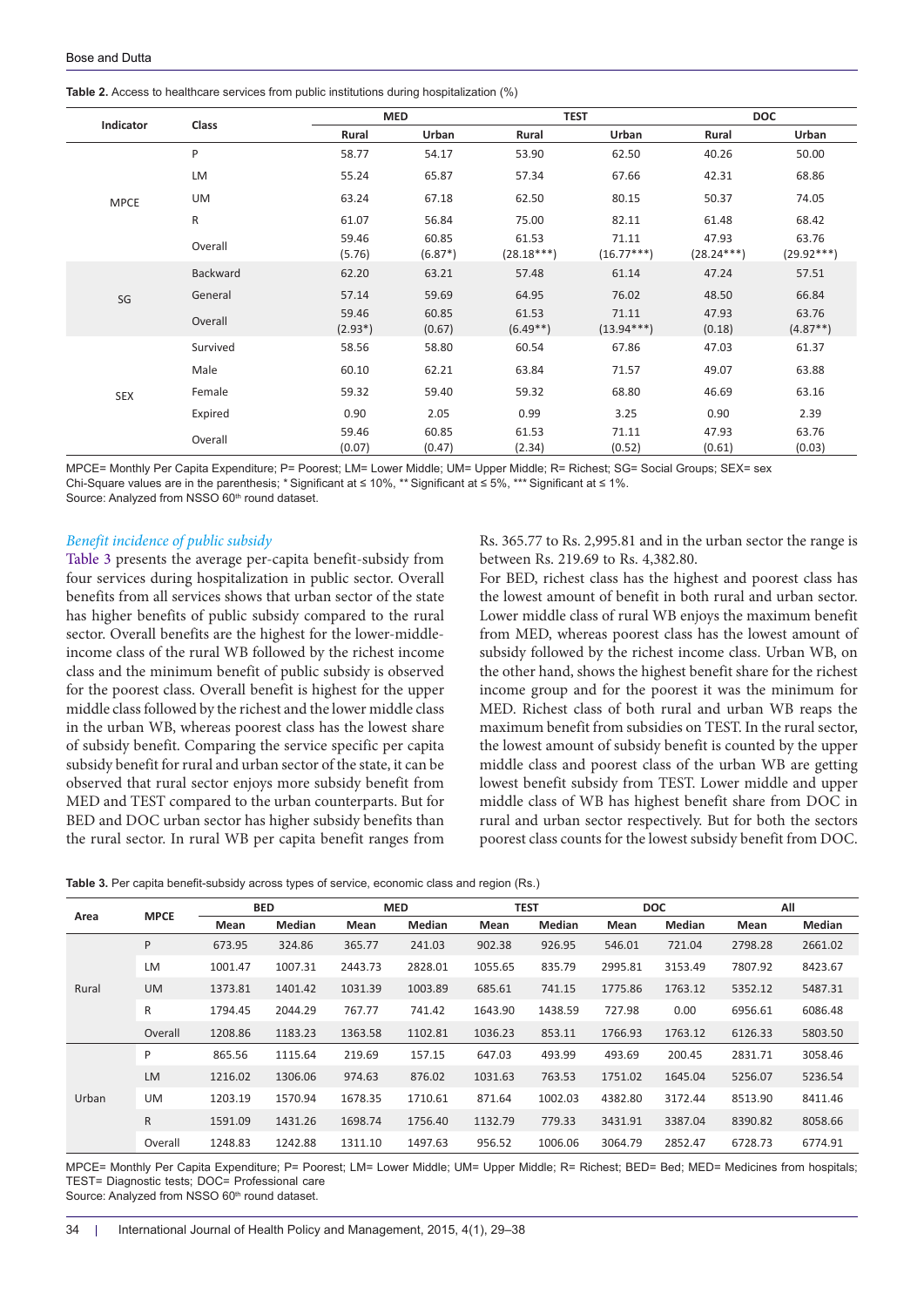**Table 2.** Access to healthcare services from public institutions during hospitalization (%)

| Indicator | Class | MED | | TEST | | DOC | |
|---|---|---|---|---|---|---|---|
| | | Rural | Urban | Rural | Urban | Rural | Urban |
| MPCE | P | 58.77 | 54.17 | 53.90 | 62.50 | 40.26 | 50.00 |
| | LM | 55.24 | 65.87 | 57.34 | 67.66 | 42.31 | 68.86 |
| | UM | 63.24 | 67.18 | 62.50 | 80.15 | 50.37 | 74.05 |
| | R | 61.07 | 56.84 | 75.00 | 82.11 | 61.48 | 68.42 |
| | Overall | 59.46 (5.76) | 60.85 (6.87*) | 61.53 (28.18***) | 71.11 (16.77***) | 47.93 (28.24***) | 63.76 (29.92***) |
| SG | Backward | 62.20 | 63.21 | 57.48 | 61.14 | 47.24 | 57.51 |
| | General | 57.14 | 59.69 | 64.95 | 76.02 | 48.50 | 66.84 |
| | Overall | 59.46 (2.93*) | 60.85 (0.67) | 61.53 (6.49**) | 71.11 (13.94***) | 47.93 (0.18) | 63.76 (4.87**) |
| SEX | Survived | 58.56 | 58.80 | 60.54 | 67.86 | 47.03 | 61.37 |
| | Male | 60.10 | 62.21 | 63.84 | 71.57 | 49.07 | 63.88 |
| | Female | 59.32 | 59.40 | 59.32 | 68.80 | 46.69 | 63.16 |
| | Expired | 0.90 | 2.05 | 0.99 | 3.25 | 0.90 | 2.39 |
| | Overall | 59.46 (0.07) | 60.85 (0.47) | 61.53 (2.34) | 71.11 (0.52) | 47.93 (0.61) | 63.76 (0.03) |

MPCE= Monthly Per Capita Expenditure; P= Poorest; LM= Lower Middle; UM= Upper Middle; R= Richest; SG= Social Groups; SEX= sex
Chi-Square values are in the parenthesis; * Significant at ≤ 10%, ** Significant at ≤ 5%, *** Significant at ≤ 1%.
Source: Analyzed from NSSO 60th round dataset.

### *Benefit incidence of public subsidy*

Table 3 presents the average per-capita benefit-subsidy from four services during hospitalization in public sector. Overall benefits from all services shows that urban sector of the state has higher benefits of public subsidy compared to the rural sector. Overall benefits are the highest for the lower-middle-income class of the rural WB followed by the richest income class and the minimum benefit of public subsidy is observed for the poorest class. Overall benefit is highest for the upper middle class followed by the richest and the lower middle class in the urban WB, whereas poorest class has the lowest share of subsidy benefit. Comparing the service specific per capita subsidy benefit for rural and urban sector of the state, it can be observed that rural sector enjoys more subsidy benefit from MED and TEST compared to the urban counterparts. But for BED and DOC urban sector has higher subsidy benefits than the rural sector. In rural WB per capita benefit ranges from Rs. 365.77 to Rs. 2,995.81 and in the urban sector the range is between Rs. 219.69 to Rs. 4,382.80.

For BED, richest class has the highest and poorest class has the lowest amount of benefit in both rural and urban sector. Lower middle class of rural WB enjoys the maximum benefit from MED, whereas poorest class has the lowest amount of subsidy followed by the richest income class. Urban WB, on the other hand, shows the highest benefit share for the richest income group and for the poorest it was the minimum for MED. Richest class of both rural and urban WB reaps the maximum benefit from subsidies on TEST. In the rural sector, the lowest amount of subsidy benefit is counted by the upper middle class and poorest class of the urban WB are getting lowest benefit subsidy from TEST. Lower middle and upper middle class of WB has highest benefit share from DOC in rural and urban sector respectively. But for both the sectors poorest class counts for the lowest subsidy benefit from DOC.

**Table 3.** Per capita benefit-subsidy across types of service, economic class and region (Rs.)

| Area | MPCE | BED | | MED | | TEST | | DOC | | All | |
|---|---|---|---|---|---|---|---|---|---|---|---|
| | | Mean | Median | Mean | Median | Mean | Median | Mean | Median | Mean | Median |
| Rural | P | 673.95 | 324.86 | 365.77 | 241.03 | 902.38 | 926.95 | 546.01 | 721.04 | 2798.28 | 2661.02 |
| | LM | 1001.47 | 1007.31 | 2443.73 | 2828.01 | 1055.65 | 835.79 | 2995.81 | 3153.49 | 7807.92 | 8423.67 |
| | UM | 1373.81 | 1401.42 | 1031.39 | 1003.89 | 685.61 | 741.15 | 1775.86 | 1763.12 | 5352.12 | 5487.31 |
| | R | 1794.45 | 2044.29 | 767.77 | 741.42 | 1643.90 | 1438.59 | 727.98 | 0.00 | 6956.61 | 6086.48 |
| | Overall | 1208.86 | 1183.23 | 1363.58 | 1102.81 | 1036.23 | 853.11 | 1766.93 | 1763.12 | 6126.33 | 5803.50 |
| Urban | P | 865.56 | 1115.64 | 219.69 | 157.15 | 647.03 | 493.99 | 493.69 | 200.45 | 2831.71 | 3058.46 |
| | LM | 1216.02 | 1306.06 | 974.63 | 876.02 | 1031.63 | 763.53 | 1751.02 | 1645.04 | 5256.07 | 5236.54 |
| | UM | 1203.19 | 1570.94 | 1678.35 | 1710.61 | 871.64 | 1002.03 | 4382.80 | 3172.44 | 8513.90 | 8411.46 |
| | R | 1591.09 | 1431.26 | 1698.74 | 1756.40 | 1132.79 | 779.33 | 3431.91 | 3387.04 | 8390.82 | 8058.66 |
| | Overall | 1248.83 | 1242.88 | 1311.10 | 1497.63 | 956.52 | 1006.06 | 3064.79 | 2852.47 | 6728.73 | 6774.91 |

MPCE= Monthly Per Capita Expenditure; P= Poorest; LM= Lower Middle; UM= Upper Middle; R= Richest; BED= Bed; MED= Medicines from hospitals; TEST= Diagnostic tests; DOC= Professional care
Source: Analyzed from NSSO 60th round dataset.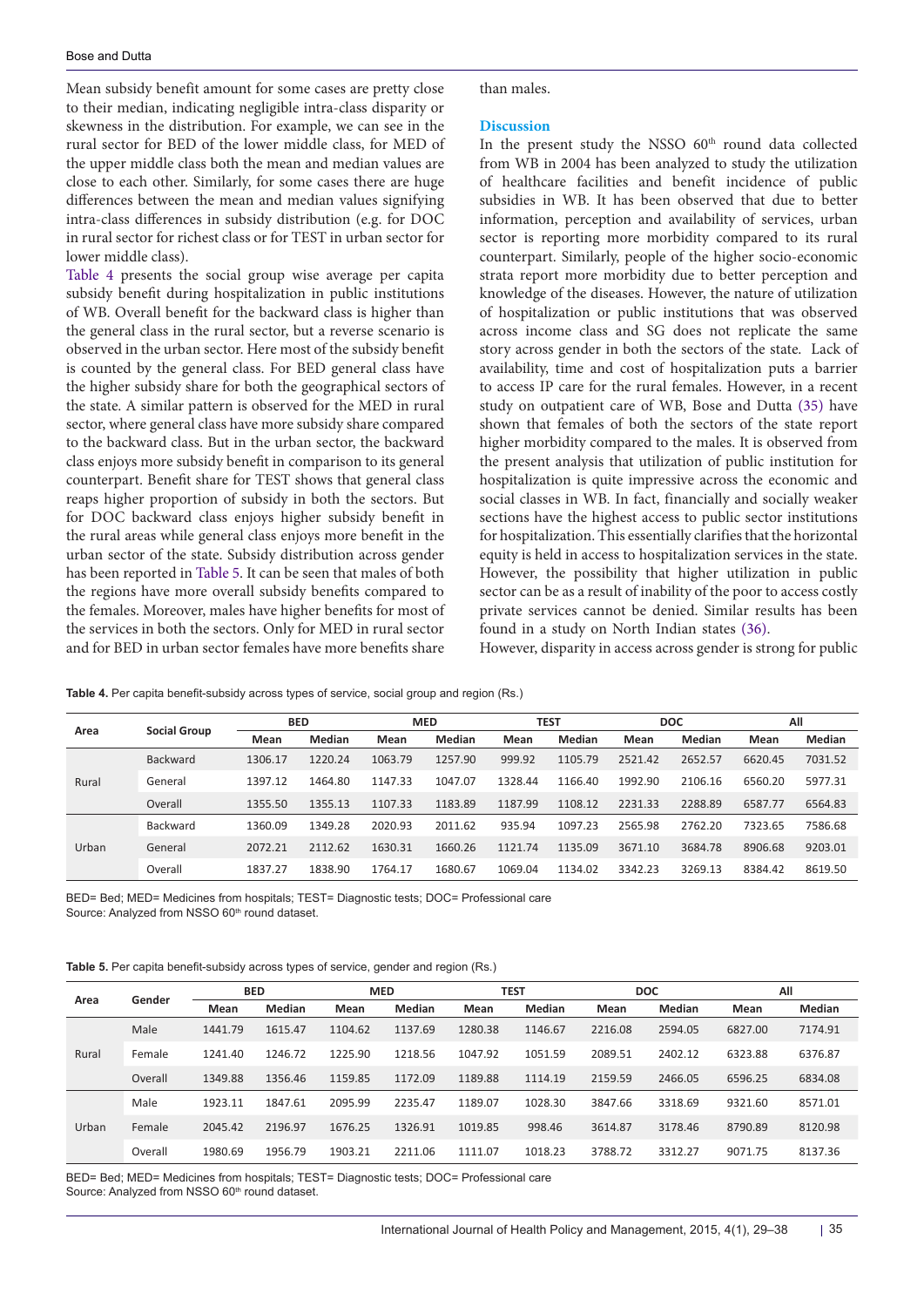Mean subsidy benefit amount for some cases are pretty close to their median, indicating negligible intra-class disparity or skewness in the distribution. For example, we can see in the rural sector for BED of the lower middle class, for MED of the upper middle class both the mean and median values are close to each other. Similarly, for some cases there are huge differences between the mean and median values signifying intra-class differences in subsidy distribution (e.g. for DOC in rural sector for richest class or for TEST in urban sector for lower middle class).

Table 4 presents the social group wise average per capita subsidy benefit during hospitalization in public institutions of WB. Overall benefit for the backward class is higher than the general class in the rural sector, but a reverse scenario is observed in the urban sector. Here most of the subsidy benefit is counted by the general class. For BED general class have the higher subsidy share for both the geographical sectors of the state. A similar pattern is observed for the MED in rural sector, where general class have more subsidy share compared to the backward class. But in the urban sector, the backward class enjoys more subsidy benefit in comparison to its general counterpart. Benefit share for TEST shows that general class reaps higher proportion of subsidy in both the sectors. But for DOC backward class enjoys higher subsidy benefit in the rural areas while general class enjoys more benefit in the urban sector of the state. Subsidy distribution across gender has been reported in Table 5. It can be seen that males of both the regions have more overall subsidy benefits compared to the females. Moreover, males have higher benefits for most of the services in both the sectors. Only for MED in rural sector and for BED in urban sector females have more benefits share than males.

## Discussion

In the present study the NSSO 60th round data collected from WB in 2004 has been analyzed to study the utilization of healthcare facilities and benefit incidence of public subsidies in WB. It has been observed that due to better information, perception and availability of services, urban sector is reporting more morbidity compared to its rural counterpart. Similarly, people of the higher socio-economic strata report more morbidity due to better perception and knowledge of the diseases. However, the nature of utilization of hospitalization or public institutions that was observed across income class and SG does not replicate the same story across gender in both the sectors of the state. Lack of availability, time and cost of hospitalization puts a barrier to access IP care for the rural females. However, in a recent study on outpatient care of WB, Bose and Dutta (35) have shown that females of both the sectors of the state report higher morbidity compared to the males. It is observed from the present analysis that utilization of public institution for hospitalization is quite impressive across the economic and social classes in WB. In fact, financially and socially weaker sections have the highest access to public sector institutions for hospitalization. This essentially clarifies that the horizontal equity is held in access to hospitalization services in the state. However, the possibility that higher utilization in public sector can be as a result of inability of the poor to access costly private services cannot be denied. Similar results has been found in a study on North Indian states (36).

However, disparity in access across gender is strong for public

**Table 4.** Per capita benefit-subsidy across types of service, social group and region (Rs.)

| Area | Social Group | BED | | MED | | TEST | | DOC | | All | |
|---|---|---|---|---|---|---|---|---|---|---|---|
| | | Mean | Median | Mean | Median | Mean | Median | Mean | Median | Mean | Median |
| Rural | Backward | 1306.17 | 1220.24 | 1063.79 | 1257.90 | 999.92 | 1105.79 | 2521.42 | 2652.57 | 6620.45 | 7031.52 |
| | General | 1397.12 | 1464.80 | 1147.33 | 1047.07 | 1328.44 | 1166.40 | 1992.90 | 2106.16 | 6560.20 | 5977.31 |
| | Overall | 1355.50 | 1355.13 | 1107.33 | 1183.89 | 1187.99 | 1108.12 | 2231.33 | 2288.89 | 6587.77 | 6564.83 |
| Urban | Backward | 1360.09 | 1349.28 | 2020.93 | 2011.62 | 935.94 | 1097.23 | 2565.98 | 2762.20 | 7323.65 | 7586.68 |
| | General | 2072.21 | 2112.62 | 1630.31 | 1660.26 | 1121.74 | 1135.09 | 3671.10 | 3684.78 | 8906.68 | 9203.01 |
| | Overall | 1837.27 | 1838.90 | 1764.17 | 1680.67 | 1069.04 | 1134.02 | 3342.23 | 3269.13 | 8384.42 | 8619.50 |

BED= Bed; MED= Medicines from hospitals; TEST= Diagnostic tests; DOC= Professional care
Source: Analyzed from NSSO 60th round dataset.

**Table 5.** Per capita benefit-subsidy across types of service, gender and region (Rs.)

| Area | Gender | BED | | MED | | TEST | | DOC | | All | |
|---|---|---|---|---|---|---|---|---|---|---|---|
| | | Mean | Median | Mean | Median | Mean | Median | Mean | Median | Mean | Median |
| Rural | Male | 1441.79 | 1615.47 | 1104.62 | 1137.69 | 1280.38 | 1146.67 | 2216.08 | 2594.05 | 6827.00 | 7174.91 |
| | Female | 1241.40 | 1246.72 | 1225.90 | 1218.56 | 1047.92 | 1051.59 | 2089.51 | 2402.12 | 6323.88 | 6376.87 |
| | Overall | 1349.88 | 1356.46 | 1159.85 | 1172.09 | 1189.88 | 1114.19 | 2159.59 | 2466.05 | 6596.25 | 6834.08 |
| Urban | Male | 1923.11 | 1847.61 | 2095.99 | 2235.47 | 1189.07 | 1028.30 | 3847.66 | 3318.69 | 9321.60 | 8571.01 |
| | Female | 2045.42 | 2196.97 | 1676.25 | 1326.91 | 1019.85 | 998.46 | 3614.87 | 3178.46 | 8790.89 | 8120.98 |
| | Overall | 1980.69 | 1956.79 | 1903.21 | 2211.06 | 1111.07 | 1018.23 | 3788.72 | 3312.27 | 9071.75 | 8137.36 |

BED= Bed; MED= Medicines from hospitals; TEST= Diagnostic tests; DOC= Professional care
Source: Analyzed from NSSO 60th round dataset.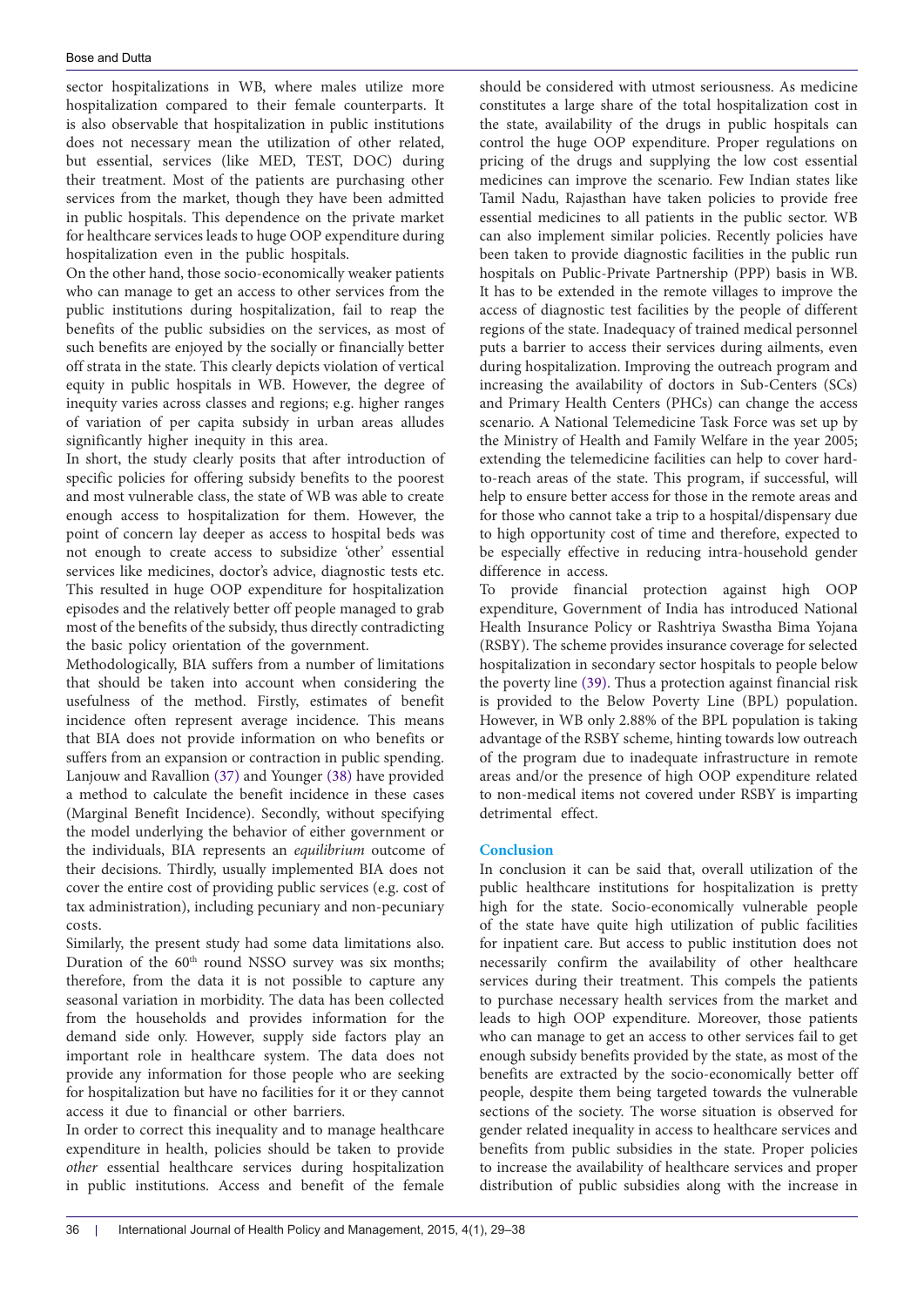sector hospitalizations in WB, where males utilize more hospitalization compared to their female counterparts. It is also observable that hospitalization in public institutions does not necessary mean the utilization of other related, but essential, services (like MED, TEST, DOC) during their treatment. Most of the patients are purchasing other services from the market, though they have been admitted in public hospitals. This dependence on the private market for healthcare services leads to huge OOP expenditure during hospitalization even in the public hospitals.

On the other hand, those socio-economically weaker patients who can manage to get an access to other services from the public institutions during hospitalization, fail to reap the benefits of the public subsidies on the services, as most of such benefits are enjoyed by the socially or financially better off strata in the state. This clearly depicts violation of vertical equity in public hospitals in WB. However, the degree of inequity varies across classes and regions; e.g. higher ranges of variation of per capita subsidy in urban areas alludes significantly higher inequity in this area.

In short, the study clearly posits that after introduction of specific policies for offering subsidy benefits to the poorest and most vulnerable class, the state of WB was able to create enough access to hospitalization for them. However, the point of concern lay deeper as access to hospital beds was not enough to create access to subsidize 'other' essential services like medicines, doctor's advice, diagnostic tests etc. This resulted in huge OOP expenditure for hospitalization episodes and the relatively better off people managed to grab most of the benefits of the subsidy, thus directly contradicting the basic policy orientation of the government.

Methodologically, BIA suffers from a number of limitations that should be taken into account when considering the usefulness of the method. Firstly, estimates of benefit incidence often represent average incidence. This means that BIA does not provide information on who benefits or suffers from an expansion or contraction in public spending. Lanjouw and Ravallion (37) and Younger (38) have provided a method to calculate the benefit incidence in these cases (Marginal Benefit Incidence). Secondly, without specifying the model underlying the behavior of either government or the individuals, BIA represents an *equilibrium* outcome of their decisions. Thirdly, usually implemented BIA does not cover the entire cost of providing public services (e.g. cost of tax administration), including pecuniary and non-pecuniary costs.

Similarly, the present study had some data limitations also. Duration of the 60th round NSSO survey was six months; therefore, from the data it is not possible to capture any seasonal variation in morbidity. The data has been collected from the households and provides information for the demand side only. However, supply side factors play an important role in healthcare system. The data does not provide any information for those people who are seeking for hospitalization but have no facilities for it or they cannot access it due to financial or other barriers.

In order to correct this inequality and to manage healthcare expenditure in health, policies should be taken to provide *other* essential healthcare services during hospitalization in public institutions. Access and benefit of the female should be considered with utmost seriousness. As medicine constitutes a large share of the total hospitalization cost in the state, availability of the drugs in public hospitals can control the huge OOP expenditure. Proper regulations on pricing of the drugs and supplying the low cost essential medicines can improve the scenario. Few Indian states like Tamil Nadu, Rajasthan have taken policies to provide free essential medicines to all patients in the public sector. WB can also implement similar policies. Recently policies have been taken to provide diagnostic facilities in the public run hospitals on Public-Private Partnership (PPP) basis in WB. It has to be extended in the remote villages to improve the access of diagnostic test facilities by the people of different regions of the state. Inadequacy of trained medical personnel puts a barrier to access their services during ailments, even during hospitalization. Improving the outreach program and increasing the availability of doctors in Sub-Centers (SCs) and Primary Health Centers (PHCs) can change the access scenario. A National Telemedicine Task Force was set up by the Ministry of Health and Family Welfare in the year 2005; extending the telemedicine facilities can help to cover hard-to-reach areas of the state. This program, if successful, will help to ensure better access for those in the remote areas and for those who cannot take a trip to a hospital/dispensary due to high opportunity cost of time and therefore, expected to be especially effective in reducing intra-household gender difference in access.

To provide financial protection against high OOP expenditure, Government of India has introduced National Health Insurance Policy or Rashtriya Swastha Bima Yojana (RSBY). The scheme provides insurance coverage for selected hospitalization in secondary sector hospitals to people below the poverty line (39). Thus a protection against financial risk is provided to the Below Poverty Line (BPL) population. However, in WB only 2.88% of the BPL population is taking advantage of the RSBY scheme, hinting towards low outreach of the program due to inadequate infrastructure in remote areas and/or the presence of high OOP expenditure related to non-medical items not covered under RSBY is imparting detrimental effect.

## Conclusion

In conclusion it can be said that, overall utilization of the public healthcare institutions for hospitalization is pretty high for the state. Socio-economically vulnerable people of the state have quite high utilization of public facilities for inpatient care. But access to public institution does not necessarily confirm the availability of other healthcare services during their treatment. This compels the patients to purchase necessary health services from the market and leads to high OOP expenditure. Moreover, those patients who can manage to get an access to other services fail to get enough subsidy benefits provided by the state, as most of the benefits are extracted by the socio-economically better off people, despite them being targeted towards the vulnerable sections of the society. The worse situation is observed for gender related inequality in access to healthcare services and benefits from public subsidies in the state. Proper policies to increase the availability of healthcare services and proper distribution of public subsidies along with the increase in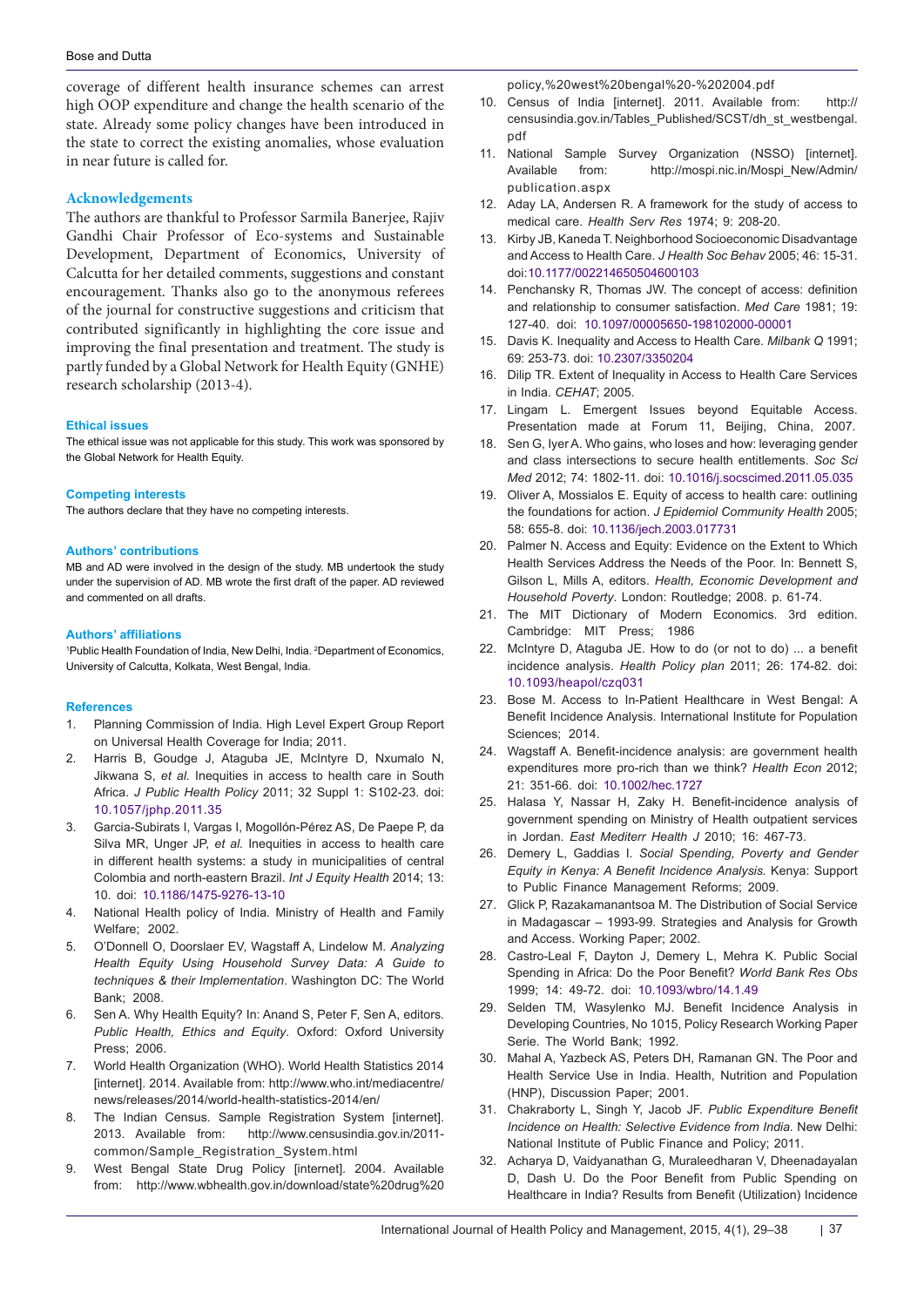coverage of different health insurance schemes can arrest high OOP expenditure and change the health scenario of the state. Already some policy changes have been introduced in the state to correct the existing anomalies, whose evaluation in near future is called for.

## Acknowledgements

The authors are thankful to Professor Sarmila Banerjee, Rajiv Gandhi Chair Professor of Eco-systems and Sustainable Development, Department of Economics, University of Calcutta for her detailed comments, suggestions and constant encouragement. Thanks also go to the anonymous referees of the journal for constructive suggestions and criticism that contributed significantly in highlighting the core issue and improving the final presentation and treatment. The study is partly funded by a Global Network for Health Equity (GNHE) research scholarship (2013-4).

### Ethical issues

The ethical issue was not applicable for this study. This work was sponsored by the Global Network for Health Equity.

### Competing interests

The authors declare that they have no competing interests.

### Authors' contributions

MB and AD were involved in the design of the study. MB undertook the study under the supervision of AD. MB wrote the first draft of the paper. AD reviewed and commented on all drafts.

### Authors' affiliations

[1]Public Health Foundation of India, New Delhi, India. [2]Department of Economics, University of Calcutta, Kolkata, West Bengal, India.

### References

1. Planning Commission of India. High Level Expert Group Report on Universal Health Coverage for India; 2011.
2. Harris B, Goudge J, Ataguba JE, McIntyre D, Nxumalo N, Jikwana S, *et al.* Inequities in access to health care in South Africa. *J Public Health Policy* 2011; 32 Suppl 1: S102-23. doi: 10.1057/jphp.2011.35
3. Garcia-Subirats I, Vargas I, Mogollón-Pérez AS, De Paepe P, da Silva MR, Unger JP, *et al.* Inequities in access to health care in different health systems: a study in municipalities of central Colombia and north-eastern Brazil. *Int J Equity Health* 2014; 13: 10. doi: 10.1186/1475-9276-13-10
4. National Health policy of India. Ministry of Health and Family Welfare; 2002.
5. O'Donnell O, Doorslaer EV, Wagstaff A, Lindelow M. *Analyzing Health Equity Using Household Survey Data: A Guide to techniques & their Implementation*. Washington DC: The World Bank; 2008.
6. Sen A. Why Health Equity? In: Anand S, Peter F, Sen A, editors. *Public Health, Ethics and Equity*. Oxford: Oxford University Press; 2006.
7. World Health Organization (WHO). World Health Statistics 2014 [internet]. 2014. Available from: http://www.who.int/mediacentre/news/releases/2014/world-health-statistics-2014/en/
8. The Indian Census. Sample Registration System [internet]. 2013. Available from: http://www.censusindia.gov.in/2011-common/Sample_Registration_System.html
9. West Bengal State Drug Policy [internet]. 2004. Available from: http://www.wbhealth.gov.in/download/state%20drug%20policy,%20west%20bengal%20-%202004.pdf
10. Census of India [internet]. 2011. Available from: http://censusindia.gov.in/Tables_Published/SCST/dh_st_westbengal.pdf
11. National Sample Survey Organization (NSSO) [internet]. Available from: http://mospi.nic.in/Mospi_New/Admin/publication.aspx
12. Aday LA, Andersen R. A framework for the study of access to medical care. *Health Serv Res* 1974; 9: 208-20.
13. Kirby JB, Kaneda T. Neighborhood Socioeconomic Disadvantage and Access to Health Care. *J Health Soc Behav* 2005; 46: 15-31. doi:10.1177/002214650504600103
14. Penchansky R, Thomas JW. The concept of access: definition and relationship to consumer satisfaction. *Med Care* 1981; 19: 127-40. doi: 10.1097/00005650-198102000-00001
15. Davis K. Inequality and Access to Health Care. *Milbank Q* 1991; 69: 253-73. doi: 10.2307/3350204
16. Dilip TR. Extent of Inequality in Access to Health Care Services in India. *CEHAT*; 2005.
17. Lingam L. Emergent Issues beyond Equitable Access. Presentation made at Forum 11, Beijing, China, 2007.
18. Sen G, Iyer A. Who gains, who loses and how: leveraging gender and class intersections to secure health entitlements. *Soc Sci Med* 2012; 74: 1802-11. doi: 10.1016/j.socscimed.2011.05.035
19. Oliver A, Mossialos E. Equity of access to health care: outlining the foundations for action. *J Epidemiol Community Health* 2005; 58: 655-8. doi: 10.1136/jech.2003.017731
20. Palmer N. Access and Equity: Evidence on the Extent to Which Health Services Address the Needs of the Poor. In: Bennett S, Gilson L, Mills A, editors. *Health, Economic Development and Household Poverty*. London: Routledge; 2008. p. 61-74.
21. The MIT Dictionary of Modern Economics. 3rd edition. Cambridge: MIT Press; 1986
22. McIntyre D, Ataguba JE. How to do (or not to do) ... a benefit incidence analysis. *Health Policy plan* 2011; 26: 174-82. doi: 10.1093/heapol/czq031
23. Bose M. Access to In-Patient Healthcare in West Bengal: A Benefit Incidence Analysis. International Institute for Population Sciences; 2014.
24. Wagstaff A. Benefit-incidence analysis: are government health expenditures more pro-rich than we think? *Health Econ* 2012; 21: 351-66. doi: 10.1002/hec.1727
25. Halasa Y, Nassar H, Zaky H. Benefit-incidence analysis of government spending on Ministry of Health outpatient services in Jordan. *East Mediterr Health J* 2010; 16: 467-73.
26. Demery L, Gaddias I. *Social Spending, Poverty and Gender Equity in Kenya: A Benefit Incidence Analysis.* Kenya: Support to Public Finance Management Reforms; 2009.
27. Glick P, Razakamanantsoa M. The Distribution of Social Service in Madagascar – 1993-99. Strategies and Analysis for Growth and Access. Working Paper; 2002.
28. Castro-Leal F, Dayton J, Demery L, Mehra K. Public Social Spending in Africa: Do the Poor Benefit? *World Bank Res Obs* 1999; 14: 49-72. doi: 10.1093/wbro/14.1.49
29. Selden TM, Wasylenko MJ. Benefit Incidence Analysis in Developing Countries, No 1015, Policy Research Working Paper Serie. The World Bank; 1992.
30. Mahal A, Yazbeck AS, Peters DH, Ramanan GN. The Poor and Health Service Use in India. Health, Nutrition and Population (HNP), Discussion Paper; 2001.
31. Chakraborty L, Singh Y, Jacob JF. *Public Expenditure Benefit Incidence on Health: Selective Evidence from India.* New Delhi: National Institute of Public Finance and Policy; 2011.
32. Acharya D, Vaidyanathan G, Muraleedharan V, Dheenadayalan D, Dash U. Do the Poor Benefit from Public Spending on Healthcare in India? Results from Benefit (Utilization) Incidence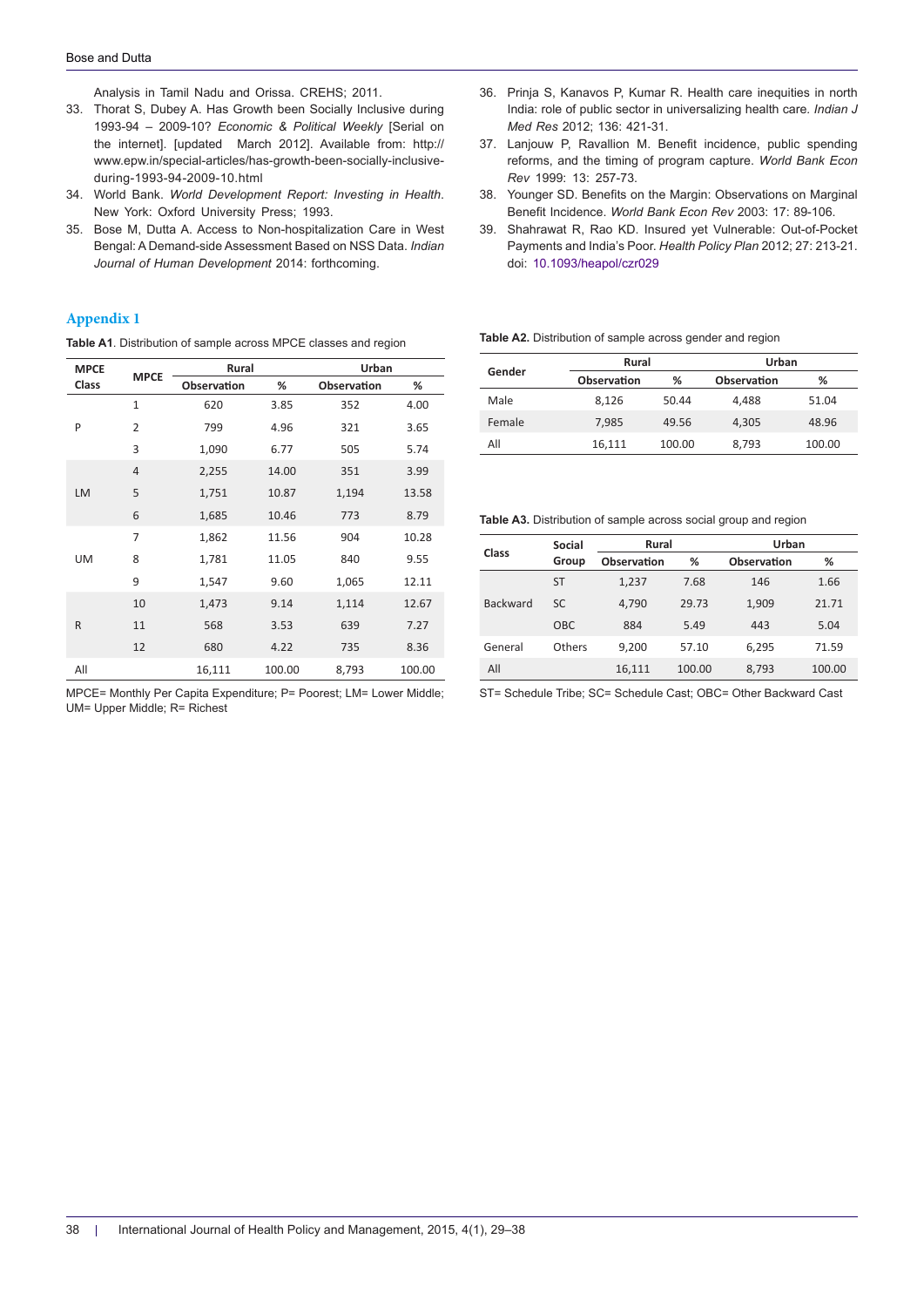Analysis in Tamil Nadu and Orissa. CREHS; 2011.

33. Thorat S, Dubey A. Has Growth been Socially Inclusive during 1993-94 – 2009-10? *Economic & Political Weekly* [Serial on the internet]. [updated March 2012]. Available from: http://www.epw.in/special-articles/has-growth-been-socially-inclusive-during-1993-94-2009-10.html
34. World Bank. *World Development Report: Investing in Health*. New York: Oxford University Press; 1993.
35. Bose M, Dutta A. Access to Non-hospitalization Care in West Bengal: A Demand-side Assessment Based on NSS Data. *Indian Journal of Human Development* 2014: forthcoming.
36. Prinja S, Kanavos P, Kumar R. Health care inequities in north India: role of public sector in universalizing health care. *Indian J Med Res* 2012; 136: 421-31.
37. Lanjouw P, Ravallion M. Benefit incidence, public spending reforms, and the timing of program capture. *World Bank Econ Rev* 1999: 13: 257-73.
38. Younger SD. Benefits on the Margin: Observations on Marginal Benefit Incidence. *World Bank Econ Rev* 2003: 17: 89-106.
39. Shahrawat R, Rao KD. Insured yet Vulnerable: Out-of-Pocket Payments and India's Poor. *Health Policy Plan* 2012; 27: 213-21. doi: 10.1093/heapol/czr029

## Appendix 1

**Table A1**. Distribution of sample across MPCE classes and region

| MPCE Class | MPCE | Rural | | Urban | |
|---|---|---|---|---|---|
| | | Observation | % | Observation | % |
| P | 1 | 620 | 3.85 | 352 | 4.00 |
| | 2 | 799 | 4.96 | 321 | 3.65 |
| | 3 | 1,090 | 6.77 | 505 | 5.74 |
| LM | 4 | 2,255 | 14.00 | 351 | 3.99 |
| | 5 | 1,751 | 10.87 | 1,194 | 13.58 |
| | 6 | 1,685 | 10.46 | 773 | 8.79 |
| UM | 7 | 1,862 | 11.56 | 904 | 10.28 |
| | 8 | 1,781 | 11.05 | 840 | 9.55 |
| | 9 | 1,547 | 9.60 | 1,065 | 12.11 |
| R | 10 | 1,473 | 9.14 | 1,114 | 12.67 |
| | 11 | 568 | 3.53 | 639 | 7.27 |
| | 12 | 680 | 4.22 | 735 | 8.36 |
| All | | 16,111 | 100.00 | 8,793 | 100.00 |

MPCE= Monthly Per Capita Expenditure; P= Poorest; LM= Lower Middle; UM= Upper Middle; R= Richest

**Table A2.** Distribution of sample across gender and region

| Gender | Rural | | Urban | |
|---|---|---|---|---|
| | Observation | % | Observation | % |
| Male | 8,126 | 50.44 | 4,488 | 51.04 |
| Female | 7,985 | 49.56 | 4,305 | 48.96 |
| All | 16,111 | 100.00 | 8,793 | 100.00 |

**Table A3.** Distribution of sample across social group and region

| Class | Social Group | Rural | | Urban | |
|---|---|---|---|---|---|
| | | Observation | % | Observation | % |
| Backward | ST | 1,237 | 7.68 | 146 | 1.66 |
| | SC | 4,790 | 29.73 | 1,909 | 21.71 |
| | OBC | 884 | 5.49 | 443 | 5.04 |
| General | Others | 9,200 | 57.10 | 6,295 | 71.59 |
| All | | 16,111 | 100.00 | 8,793 | 100.00 |

ST= Schedule Tribe; SC= Schedule Cast; OBC= Other Backward Cast